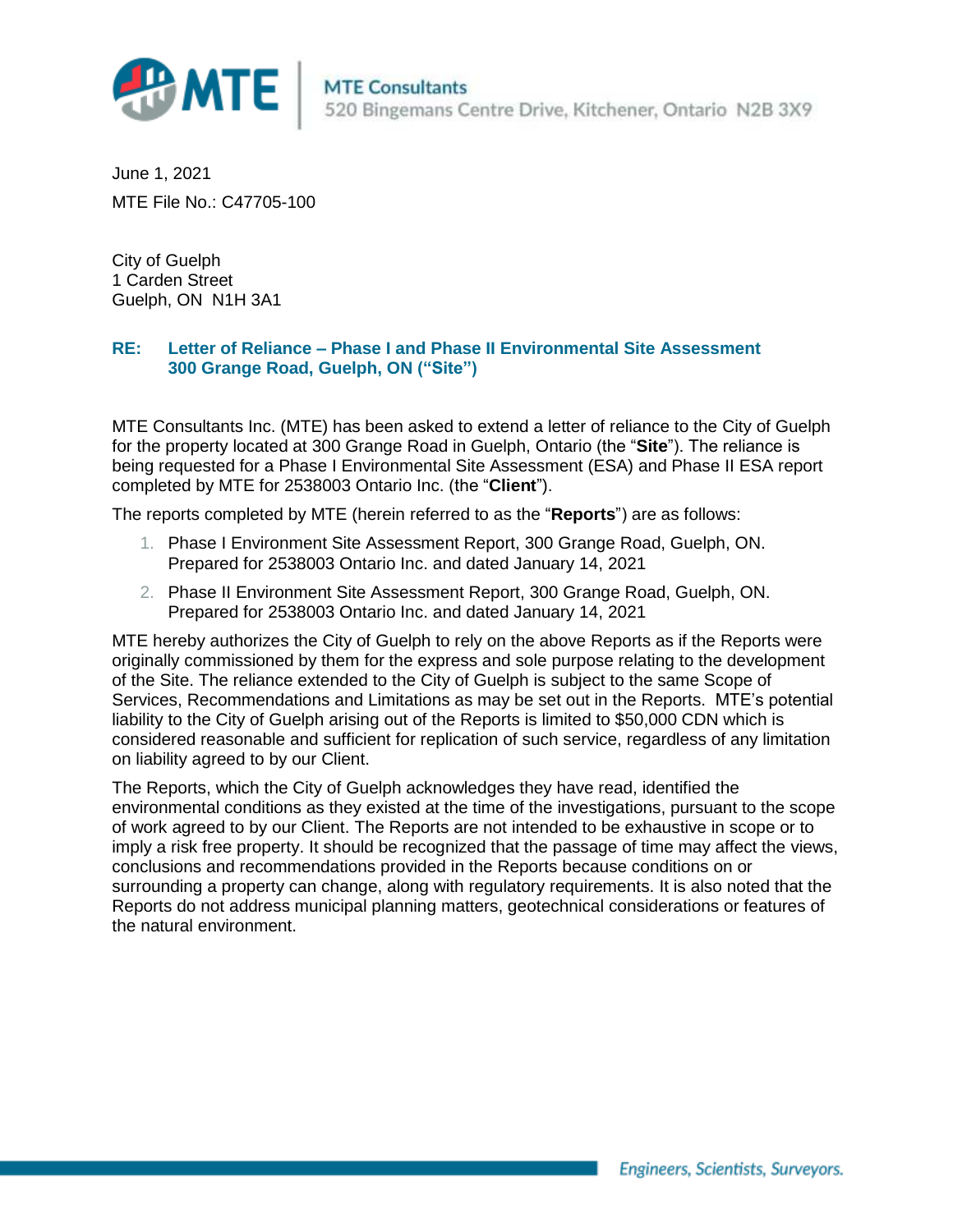**MTE Consultants**
520 Bingemans Centre Drive, Kitchener, Ontario N2B 3X9

June 1, 2021

MTE File No.: C47705-100

City of Guelph
1 Carden Street
Guelph, ON N1H 3A1

**RE: Letter of Reliance – Phase I and Phase II Environmental Site Assessment**
**300 Grange Road, Guelph, ON ("Site")**

MTE Consultants Inc. (MTE) has been asked to extend a letter of reliance to the City of Guelph for the property located at 300 Grange Road in Guelph, Ontario (the "**Site**"). The reliance is being requested for a Phase I Environmental Site Assessment (ESA) and Phase II ESA report completed by MTE for 2538003 Ontario Inc. (the "**Client**").

The reports completed by MTE (herein referred to as the "**Reports**") are as follows:

1. Phase I Environment Site Assessment Report, 300 Grange Road, Guelph, ON. Prepared for 2538003 Ontario Inc. and dated January 14, 2021
2. Phase II Environment Site Assessment Report, 300 Grange Road, Guelph, ON. Prepared for 2538003 Ontario Inc. and dated January 14, 2021

MTE hereby authorizes the City of Guelph to rely on the above Reports as if the Reports were originally commissioned by them for the express and sole purpose relating to the development of the Site. The reliance extended to the City of Guelph is subject to the same Scope of Services, Recommendations and Limitations as may be set out in the Reports. MTE's potential liability to the City of Guelph arising out of the Reports is limited to $50,000 CDN which is considered reasonable and sufficient for replication of such service, regardless of any limitation on liability agreed to by our Client.

The Reports, which the City of Guelph acknowledges they have read, identified the environmental conditions as they existed at the time of the investigations, pursuant to the scope of work agreed to by our Client. The Reports are not intended to be exhaustive in scope or to imply a risk free property. It should be recognized that the passage of time may affect the views, conclusions and recommendations provided in the Reports because conditions on or surrounding a property can change, along with regulatory requirements. It is also noted that the Reports do not address municipal planning matters, geotechnical considerations or features of the natural environment.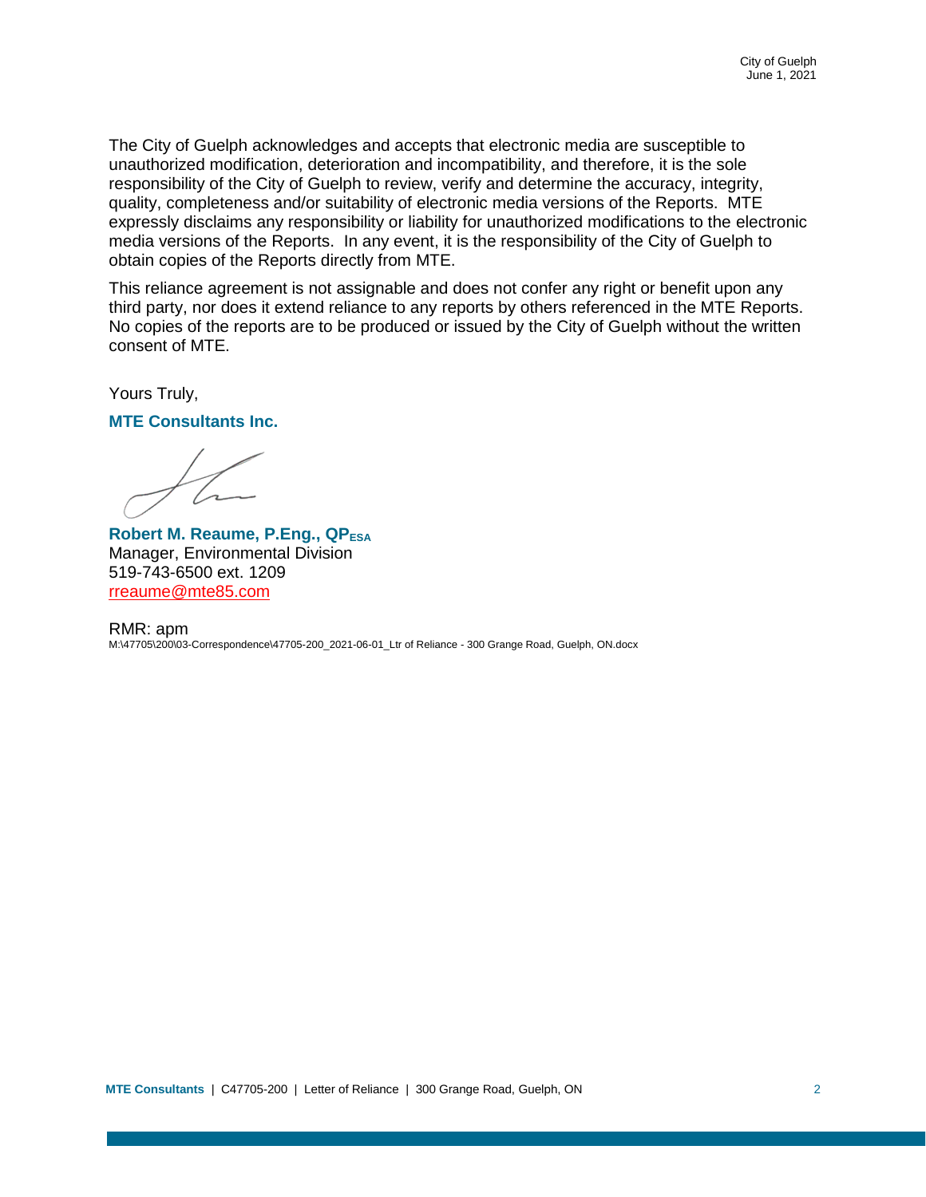The City of Guelph acknowledges and accepts that electronic media are susceptible to unauthorized modification, deterioration and incompatibility, and therefore, it is the sole responsibility of the City of Guelph to review, verify and determine the accuracy, integrity, quality, completeness and/or suitability of electronic media versions of the Reports. MTE expressly disclaims any responsibility or liability for unauthorized modifications to the electronic media versions of the Reports. In any event, it is the responsibility of the City of Guelph to obtain copies of the Reports directly from MTE.

This reliance agreement is not assignable and does not confer any right or benefit upon any third party, nor does it extend reliance to any reports by others referenced in the MTE Reports. No copies of the reports are to be produced or issued by the City of Guelph without the written consent of MTE.

Yours Truly,

**MTE Consultants Inc.**

**Robert M. Reaume, P.Eng., $QP_{ESA}$**
Manager, Environmental Division
519-743-6500 ext. 1209
rreaume@mte85.com

RMR: apm
M:\47705\200\03-Correspondence\47705-200_2021-06-01_Ltr of Reliance - 300 Grange Road, Guelph, ON.docx